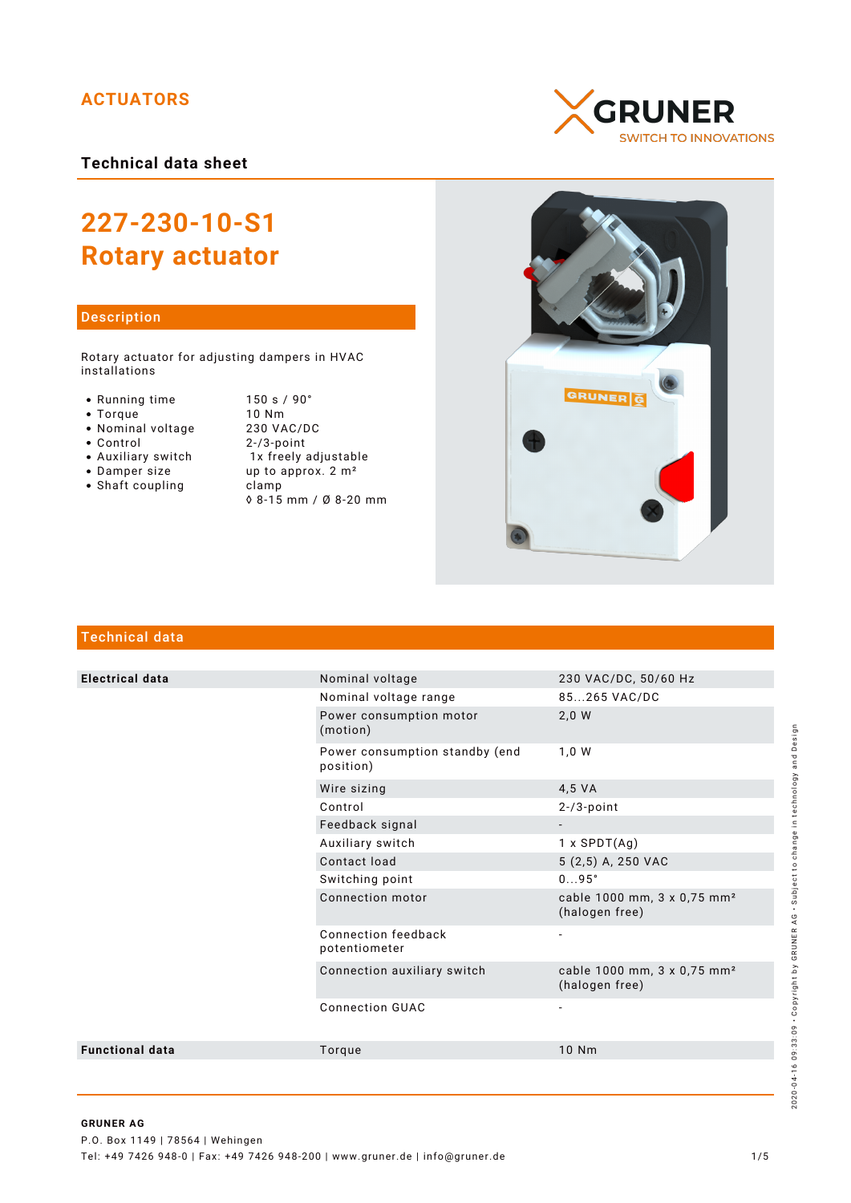ACTUATORS

GRUNER
SWITCH TO INNOVATIONS

**Technical data sheet**

# 227-230-10-S1 Rotary actuator

## Description

Rotary actuator for adjusting dampers in HVAC installations

| | |
|---|---|
| • Running time | 150 s / 90° |
| • Torque | 10 Nm |
| • Nominal voltage | 230 VAC/DC |
| • Control | 2-/3-point |
| • Auxiliary switch | 1x freely adjustable |
| • Damper size | up to approx. 2 m² |
| • Shaft coupling | clamp ◊ 8-15 mm / Ø 8-20 mm |

## Technical data

| | | |
|---|---|---|
| **Electrical data** | Nominal voltage | 230 VAC/DC, 50/60 Hz |
| | Nominal voltage range | 85...265 VAC/DC |
| | Power consumption motor (motion) | 2,0 W |
| | Power consumption standby (end position) | 1,0 W |
| | Wire sizing | 4,5 VA |
| | Control | 2-/3-point |
| | Feedback signal | - |
| | Auxiliary switch | 1 x SPDT(Ag) |
| | Contact load | 5 (2,5) A, 250 VAC |
| | Switching point | 0...95° |
| | Connection motor | cable 1000 mm, 3 x 0,75 mm² (halogen free) |
| | Connection feedback potentiometer | - |
| | Connection auxiliary switch | cable 1000 mm, 3 x 0,75 mm² (halogen free) |
| | Connection GUAC | - |
| **Functional data** | Torque | 10 Nm |

**GRUNER AG**
P.O. Box 1149 | 78564 | Wehingen
Tel: +49 7426 948-0 | Fax: +49 7426 948-200 | www.gruner.de | info@gruner.de

2020-04-16 09:33:09 · Copyright by GRUNER AG · Subject to change in technology and Design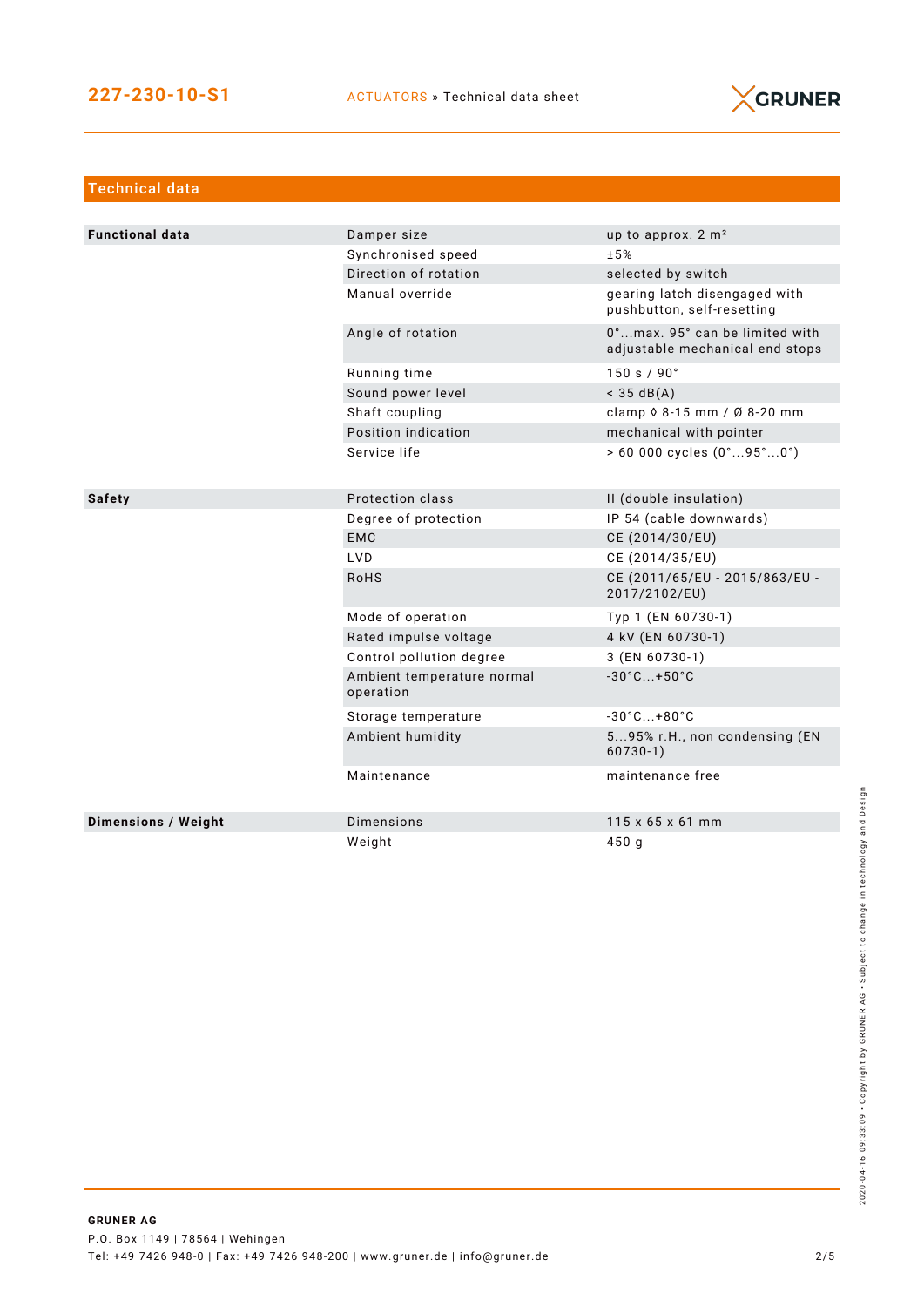## Technical data

| | | |
|---|---|---|
| **Functional data** | Damper size | up to approx. 2 m² |
| | Synchronised speed | ±5% |
| | Direction of rotation | selected by switch |
| | Manual override | gearing latch disengaged with pushbutton, self-resetting |
| | Angle of rotation | 0°...max. 95° can be limited with adjustable mechanical end stops |
| | Running time | 150 s / 90° |
| | Sound power level | < 35 dB(A) |
| | Shaft coupling | clamp ◊ 8-15 mm / Ø 8-20 mm |
| | Position indication | mechanical with pointer |
| | Service life | > 60 000 cycles (0°...95°...0°) |
| **Safety** | Protection class | II (double insulation) |
| | Degree of protection | IP 54 (cable downwards) |
| | EMC | CE (2014/30/EU) |
| | LVD | CE (2014/35/EU) |
| | RoHS | CE (2011/65/EU - 2015/863/EU - 2017/2102/EU) |
| | Mode of operation | Typ 1 (EN 60730-1) |
| | Rated impulse voltage | 4 kV (EN 60730-1) |
| | Control pollution degree | 3 (EN 60730-1) |
| | Ambient temperature normal operation | -30°C...+50°C |
| | Storage temperature | -30°C...+80°C |
| | Ambient humidity | 5...95% r.H., non condensing (EN 60730-1) |
| | Maintenance | maintenance free |
| **Dimensions / Weight** | Dimensions | 115 x 65 x 61 mm |
| | Weight | 450 g |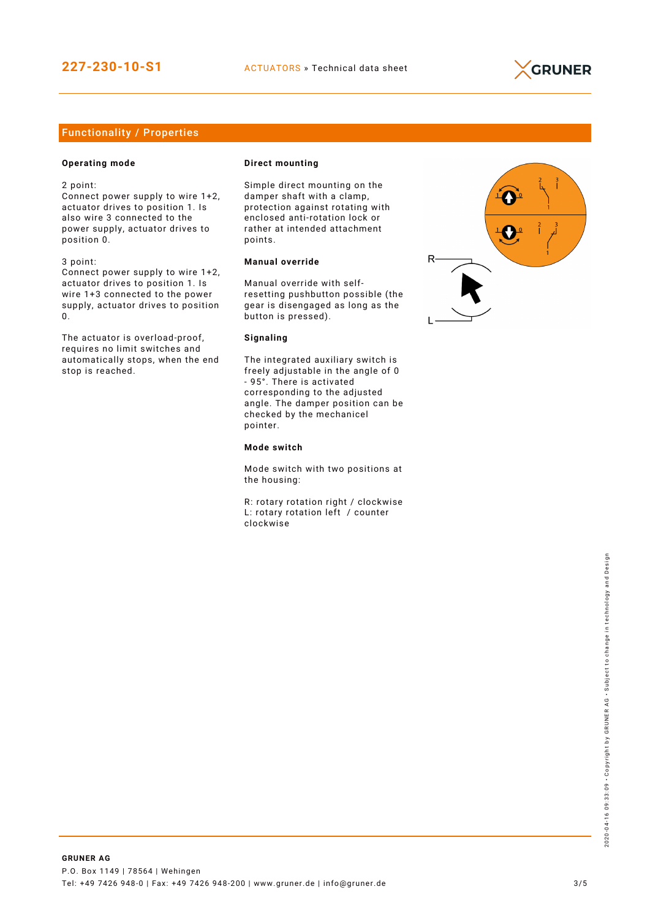## Functionality / Properties

**Operating mode**

2 point:
Connect power supply to wire 1+2, actuator drives to position 1. Is also wire 3 connected to the power supply, actuator drives to position 0.

3 point:
Connect power supply to wire 1+2, actuator drives to position 1. Is wire 1+3 connected to the power supply, actuator drives to position 0.

The actuator is overload-proof, requires no limit switches and automatically stops, when the end stop is reached.

**Direct mounting**

Simple direct mounting on the damper shaft with a clamp, protection against rotating with enclosed anti-rotation lock or rather at intended attachment points.

**Manual override**

Manual override with self-resetting pushbutton possible (the gear is disengaged as long as the button is pressed).

**Signaling**

The integrated auxiliary switch is freely adjustable in the angle of 0 - 95°. There is activated corresponding to the adjusted angle. The damper position can be checked by the mechanicel pointer.

**Mode switch**

Mode switch with two positions at the housing:

R: rotary rotation right / clockwise
L: rotary rotation left / counter clockwise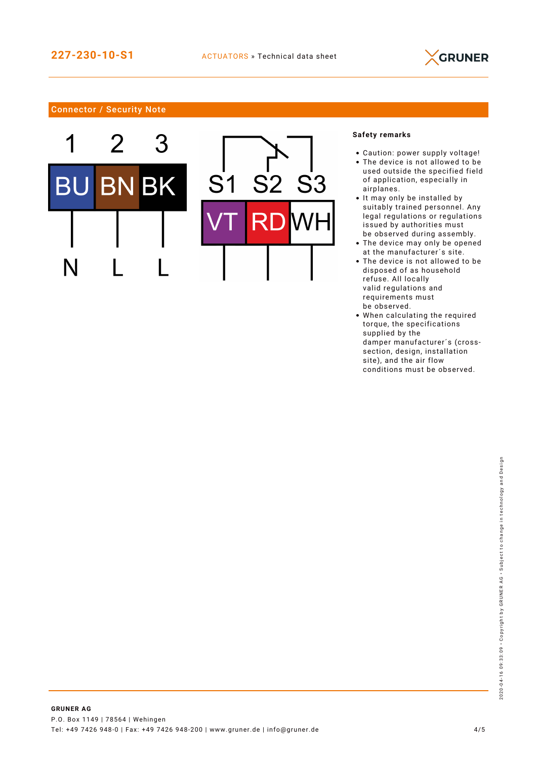## Connector / Security Note

| 1 | 2 | 3 |
|---|---|---|
| BU | BN | BK |
| N | L | L |

| S1 | S2 | S3 |
|---|---|---|
| VT | RD | WH |

**Safety remarks**

- Caution: power supply voltage!
- The device is not allowed to be used outside the specified field of application, especially in airplanes.
- It may only be installed by suitably trained personnel. Any legal regulations or regulations issued by authorities must be observed during assembly.
- The device may only be opened at the manufacturer´s site.
- The device is not allowed to be disposed of as household refuse. All locally valid regulations and requirements must be observed.
- When calculating the required torque, the specifications supplied by the damper manufacturer´s (cross-section, design, installation site), and the air flow conditions must be observed.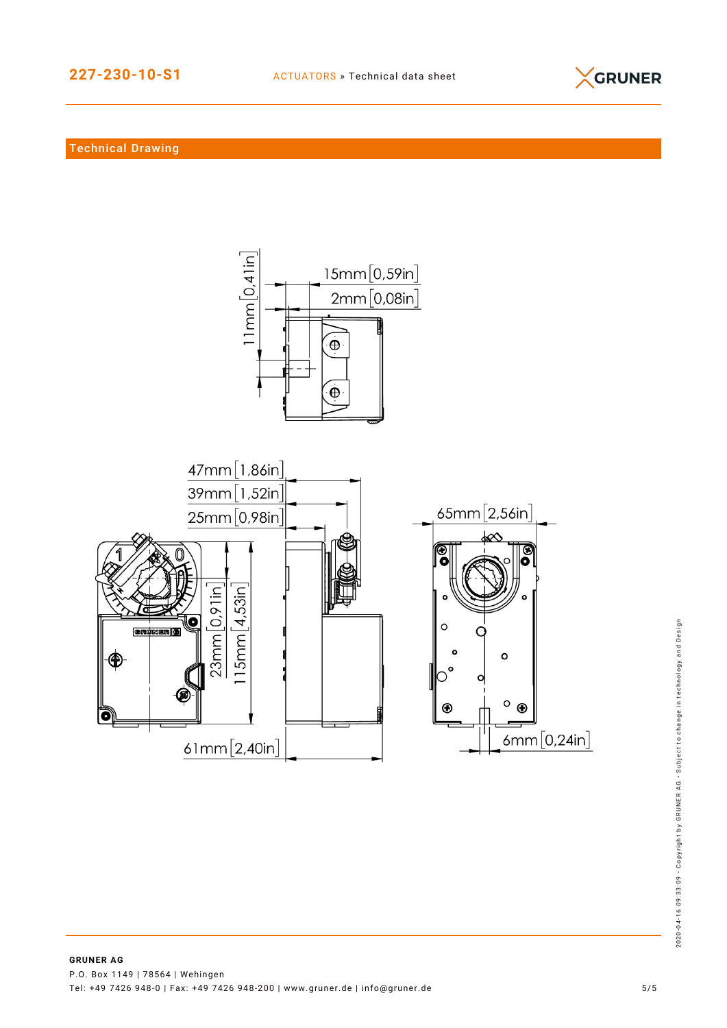## Technical Drawing

15mm [0,59in]
2mm [0,08in]
11mm [0,41in]

47mm [1,86in]
39mm [1,52in]
25mm [0,98in]
23mm [0,91in]
115mm [4,53in]
61mm [2,40in]

65mm [2,56in]
6mm [0,24in]

**GRUNER AG**
P.O. Box 1149 | 78564 | Wehingen
Tel: +49 7426 948-0 | Fax: +49 7426 948-200 | www.gruner.de | info@gruner.de